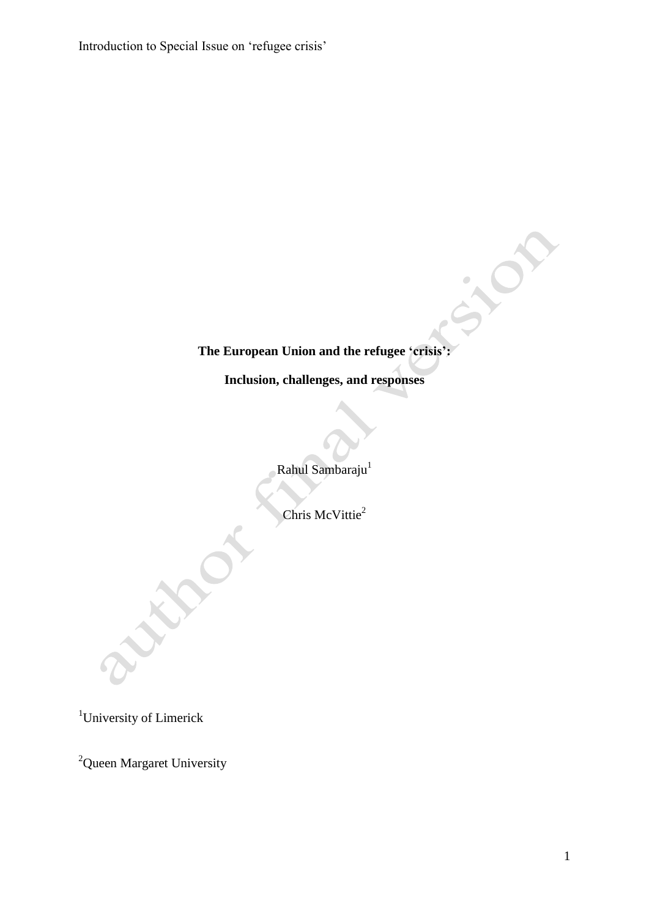# The European Union and the refugee 'crisis':

# Inclusion, challenges, and responses

Rahul Sambaraju[1]

Chris McVittie[2]

[1]University of Limerick

[2]Queen Margaret University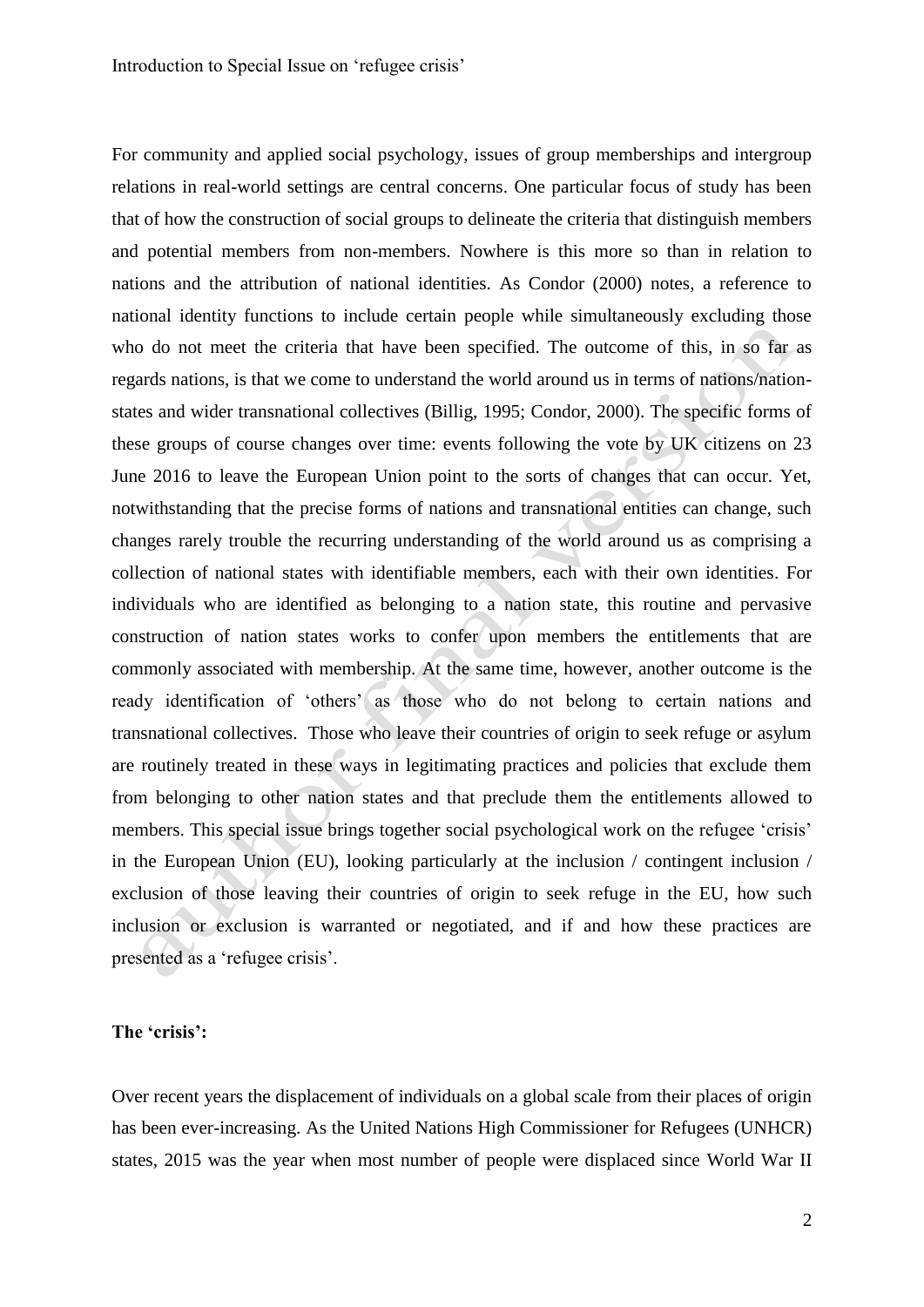For community and applied social psychology, issues of group memberships and intergroup relations in real-world settings are central concerns. One particular focus of study has been that of how the construction of social groups to delineate the criteria that distinguish members and potential members from non-members. Nowhere is this more so than in relation to nations and the attribution of national identities. As Condor (2000) notes, a reference to national identity functions to include certain people while simultaneously excluding those who do not meet the criteria that have been specified. The outcome of this, in so far as regards nations, is that we come to understand the world around us in terms of nations/nation-states and wider transnational collectives (Billig, 1995; Condor, 2000). The specific forms of these groups of course changes over time: events following the vote by UK citizens on 23 June 2016 to leave the European Union point to the sorts of changes that can occur. Yet, notwithstanding that the precise forms of nations and transnational entities can change, such changes rarely trouble the recurring understanding of the world around us as comprising a collection of national states with identifiable members, each with their own identities. For individuals who are identified as belonging to a nation state, this routine and pervasive construction of nation states works to confer upon members the entitlements that are commonly associated with membership. At the same time, however, another outcome is the ready identification of 'others' as those who do not belong to certain nations and transnational collectives. Those who leave their countries of origin to seek refuge or asylum are routinely treated in these ways in legitimating practices and policies that exclude them from belonging to other nation states and that preclude them the entitlements allowed to members. This special issue brings together social psychological work on the refugee 'crisis' in the European Union (EU), looking particularly at the inclusion / contingent inclusion / exclusion of those leaving their countries of origin to seek refuge in the EU, how such inclusion or exclusion is warranted or negotiated, and if and how these practices are presented as a 'refugee crisis'.

**The 'crisis':**

Over recent years the displacement of individuals on a global scale from their places of origin has been ever-increasing. As the United Nations High Commissioner for Refugees (UNHCR) states, 2015 was the year when most number of people were displaced since World War II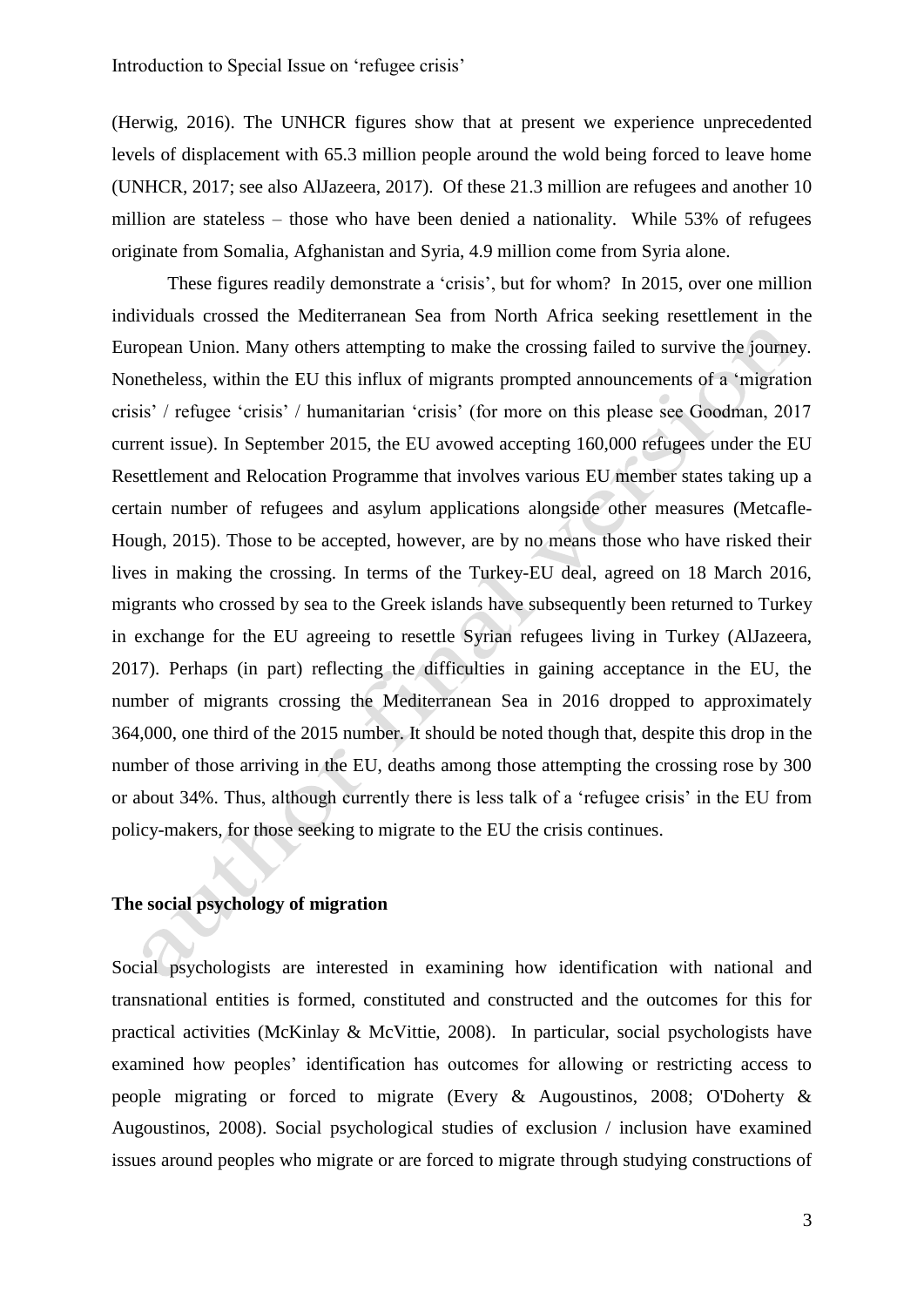(Herwig, 2016). The UNHCR figures show that at present we experience unprecedented levels of displacement with 65.3 million people around the wold being forced to leave home (UNHCR, 2017; see also AlJazeera, 2017). Of these 21.3 million are refugees and another 10 million are stateless – those who have been denied a nationality. While 53% of refugees originate from Somalia, Afghanistan and Syria, 4.9 million come from Syria alone.

These figures readily demonstrate a 'crisis', but for whom? In 2015, over one million individuals crossed the Mediterranean Sea from North Africa seeking resettlement in the European Union. Many others attempting to make the crossing failed to survive the journey. Nonetheless, within the EU this influx of migrants prompted announcements of a 'migration crisis' / refugee 'crisis' / humanitarian 'crisis' (for more on this please see Goodman, 2017 current issue). In September 2015, the EU avowed accepting 160,000 refugees under the EU Resettlement and Relocation Programme that involves various EU member states taking up a certain number of refugees and asylum applications alongside other measures (Metcafle-Hough, 2015). Those to be accepted, however, are by no means those who have risked their lives in making the crossing. In terms of the Turkey-EU deal, agreed on 18 March 2016, migrants who crossed by sea to the Greek islands have subsequently been returned to Turkey in exchange for the EU agreeing to resettle Syrian refugees living in Turkey (AlJazeera, 2017). Perhaps (in part) reflecting the difficulties in gaining acceptance in the EU, the number of migrants crossing the Mediterranean Sea in 2016 dropped to approximately 364,000, one third of the 2015 number. It should be noted though that, despite this drop in the number of those arriving in the EU, deaths among those attempting the crossing rose by 300 or about 34%. Thus, although currently there is less talk of a 'refugee crisis' in the EU from policy-makers, for those seeking to migrate to the EU the crisis continues.

## The social psychology of migration

Social psychologists are interested in examining how identification with national and transnational entities is formed, constituted and constructed and the outcomes for this for practical activities (McKinlay & McVittie, 2008). In particular, social psychologists have examined how peoples' identification has outcomes for allowing or restricting access to people migrating or forced to migrate (Every & Augoustinos, 2008; O'Doherty & Augoustinos, 2008). Social psychological studies of exclusion / inclusion have examined issues around peoples who migrate or are forced to migrate through studying constructions of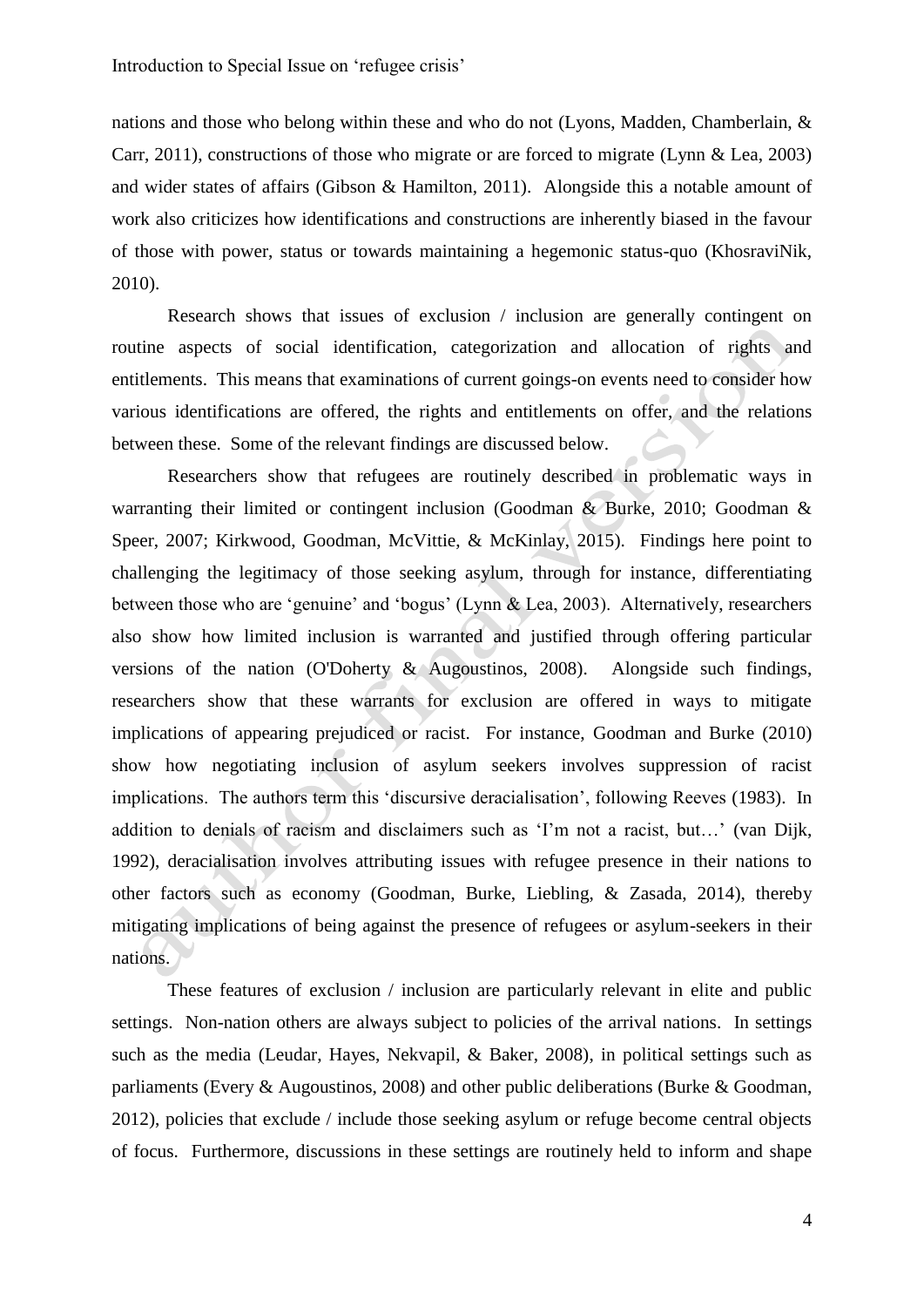nations and those who belong within these and who do not (Lyons, Madden, Chamberlain, & Carr, 2011), constructions of those who migrate or are forced to migrate (Lynn & Lea, 2003) and wider states of affairs (Gibson & Hamilton, 2011). Alongside this a notable amount of work also criticizes how identifications and constructions are inherently biased in the favour of those with power, status or towards maintaining a hegemonic status-quo (KhosraviNik, 2010).

Research shows that issues of exclusion / inclusion are generally contingent on routine aspects of social identification, categorization and allocation of rights and entitlements. This means that examinations of current goings-on events need to consider how various identifications are offered, the rights and entitlements on offer, and the relations between these. Some of the relevant findings are discussed below.

Researchers show that refugees are routinely described in problematic ways in warranting their limited or contingent inclusion (Goodman & Burke, 2010; Goodman & Speer, 2007; Kirkwood, Goodman, McVittie, & McKinlay, 2015). Findings here point to challenging the legitimacy of those seeking asylum, through for instance, differentiating between those who are 'genuine' and 'bogus' (Lynn & Lea, 2003). Alternatively, researchers also show how limited inclusion is warranted and justified through offering particular versions of the nation (O'Doherty & Augoustinos, 2008). Alongside such findings, researchers show that these warrants for exclusion are offered in ways to mitigate implications of appearing prejudiced or racist. For instance, Goodman and Burke (2010) show how negotiating inclusion of asylum seekers involves suppression of racist implications. The authors term this 'discursive deracialisation', following Reeves (1983). In addition to denials of racism and disclaimers such as 'I'm not a racist, but…' (van Dijk, 1992), deracialisation involves attributing issues with refugee presence in their nations to other factors such as economy (Goodman, Burke, Liebling, & Zasada, 2014), thereby mitigating implications of being against the presence of refugees or asylum-seekers in their nations.

These features of exclusion / inclusion are particularly relevant in elite and public settings. Non-nation others are always subject to policies of the arrival nations. In settings such as the media (Leudar, Hayes, Nekvapil, & Baker, 2008), in political settings such as parliaments (Every & Augoustinos, 2008) and other public deliberations (Burke & Goodman, 2012), policies that exclude / include those seeking asylum or refuge become central objects of focus. Furthermore, discussions in these settings are routinely held to inform and shape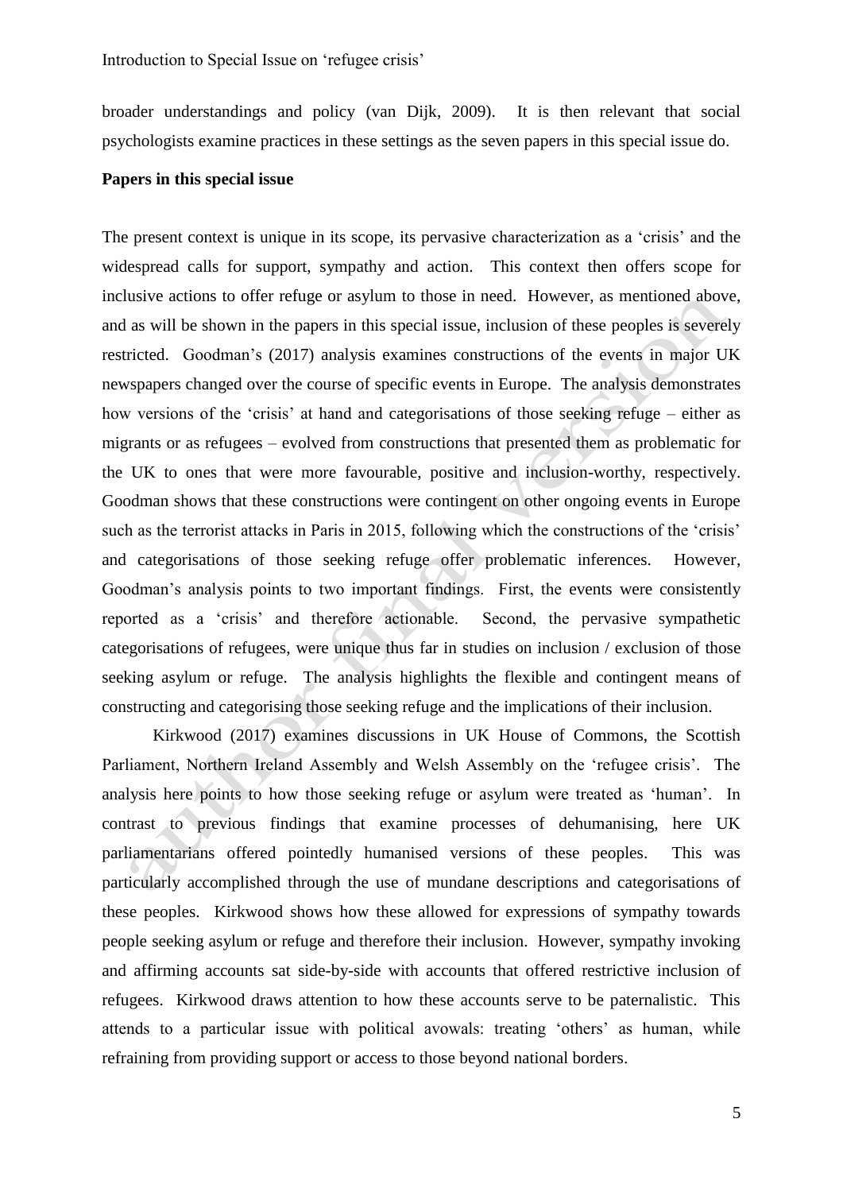broader understandings and policy (van Dijk, 2009). It is then relevant that social psychologists examine practices in these settings as the seven papers in this special issue do.

**Papers in this special issue**

The present context is unique in its scope, its pervasive characterization as a 'crisis' and the widespread calls for support, sympathy and action. This context then offers scope for inclusive actions to offer refuge or asylum to those in need. However, as mentioned above, and as will be shown in the papers in this special issue, inclusion of these peoples is severely restricted. Goodman's (2017) analysis examines constructions of the events in major UK newspapers changed over the course of specific events in Europe. The analysis demonstrates how versions of the 'crisis' at hand and categorisations of those seeking refuge – either as migrants or as refugees – evolved from constructions that presented them as problematic for the UK to ones that were more favourable, positive and inclusion-worthy, respectively. Goodman shows that these constructions were contingent on other ongoing events in Europe such as the terrorist attacks in Paris in 2015, following which the constructions of the 'crisis' and categorisations of those seeking refuge offer problematic inferences. However, Goodman's analysis points to two important findings. First, the events were consistently reported as a 'crisis' and therefore actionable. Second, the pervasive sympathetic categorisations of refugees, were unique thus far in studies on inclusion / exclusion of those seeking asylum or refuge. The analysis highlights the flexible and contingent means of constructing and categorising those seeking refuge and the implications of their inclusion.

Kirkwood (2017) examines discussions in UK House of Commons, the Scottish Parliament, Northern Ireland Assembly and Welsh Assembly on the 'refugee crisis'. The analysis here points to how those seeking refuge or asylum were treated as 'human'. In contrast to previous findings that examine processes of dehumanising, here UK parliamentarians offered pointedly humanised versions of these peoples. This was particularly accomplished through the use of mundane descriptions and categorisations of these peoples. Kirkwood shows how these allowed for expressions of sympathy towards people seeking asylum or refuge and therefore their inclusion. However, sympathy invoking and affirming accounts sat side-by-side with accounts that offered restrictive inclusion of refugees. Kirkwood draws attention to how these accounts serve to be paternalistic. This attends to a particular issue with political avowals: treating 'others' as human, while refraining from providing support or access to those beyond national borders.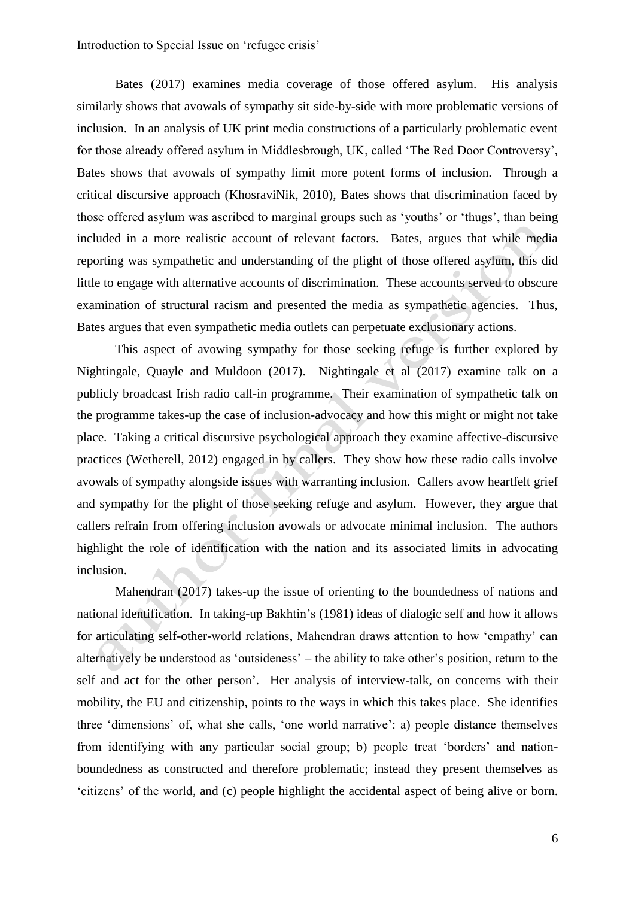Bates (2017) examines media coverage of those offered asylum. His analysis similarly shows that avowals of sympathy sit side-by-side with more problematic versions of inclusion. In an analysis of UK print media constructions of a particularly problematic event for those already offered asylum in Middlesbrough, UK, called 'The Red Door Controversy', Bates shows that avowals of sympathy limit more potent forms of inclusion. Through a critical discursive approach (KhosraviNik, 2010), Bates shows that discrimination faced by those offered asylum was ascribed to marginal groups such as 'youths' or 'thugs', than being included in a more realistic account of relevant factors. Bates, argues that while media reporting was sympathetic and understanding of the plight of those offered asylum, this did little to engage with alternative accounts of discrimination. These accounts served to obscure examination of structural racism and presented the media as sympathetic agencies. Thus, Bates argues that even sympathetic media outlets can perpetuate exclusionary actions.

This aspect of avowing sympathy for those seeking refuge is further explored by Nightingale, Quayle and Muldoon (2017). Nightingale et al (2017) examine talk on a publicly broadcast Irish radio call-in programme. Their examination of sympathetic talk on the programme takes-up the case of inclusion-advocacy and how this might or might not take place. Taking a critical discursive psychological approach they examine affective-discursive practices (Wetherell, 2012) engaged in by callers. They show how these radio calls involve avowals of sympathy alongside issues with warranting inclusion. Callers avow heartfelt grief and sympathy for the plight of those seeking refuge and asylum. However, they argue that callers refrain from offering inclusion avowals or advocate minimal inclusion. The authors highlight the role of identification with the nation and its associated limits in advocating inclusion.

Mahendran (2017) takes-up the issue of orienting to the boundedness of nations and national identification. In taking-up Bakhtin's (1981) ideas of dialogic self and how it allows for articulating self-other-world relations, Mahendran draws attention to how 'empathy' can alternatively be understood as 'outsideness' – the ability to take other's position, return to the self and act for the other person'. Her analysis of interview-talk, on concerns with their mobility, the EU and citizenship, points to the ways in which this takes place. She identifies three 'dimensions' of, what she calls, 'one world narrative': a) people distance themselves from identifying with any particular social group; b) people treat 'borders' and nation-boundedness as constructed and therefore problematic; instead they present themselves as 'citizens' of the world, and (c) people highlight the accidental aspect of being alive or born.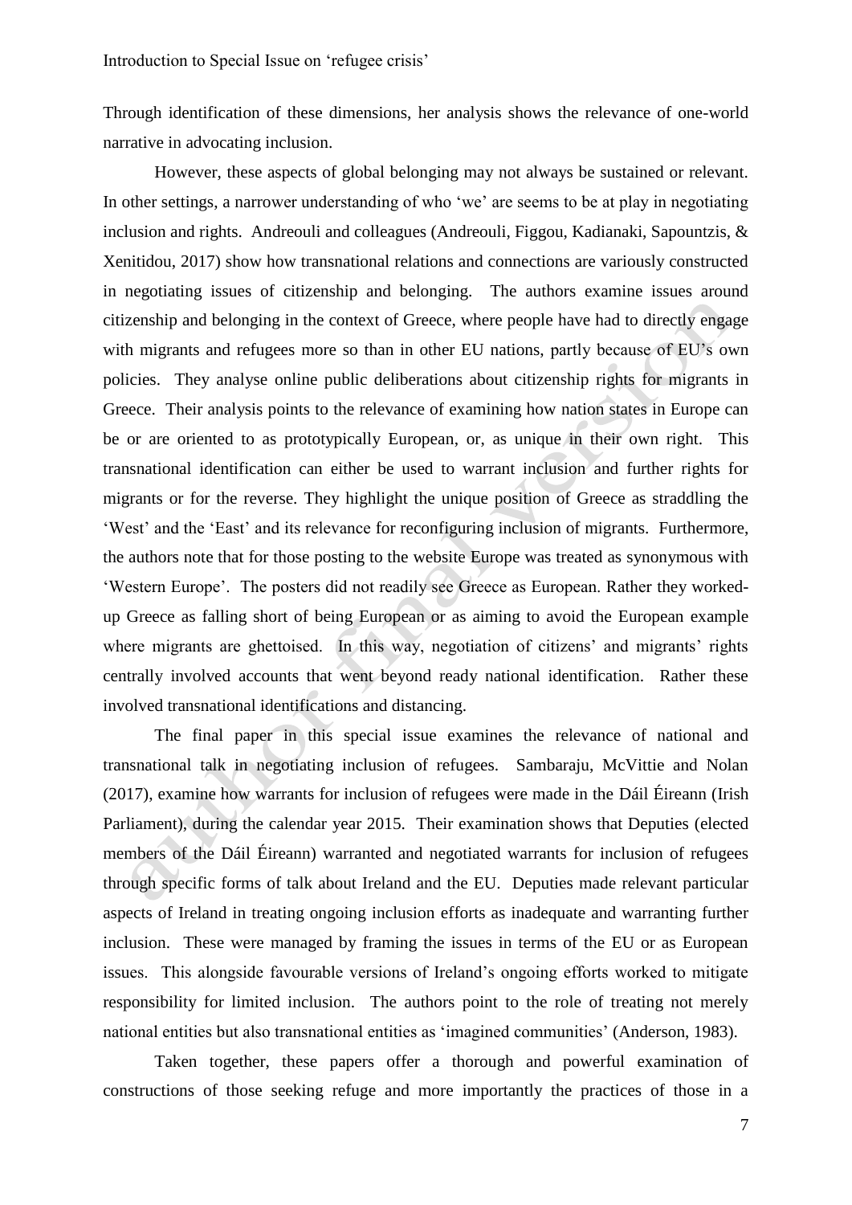Through identification of these dimensions, her analysis shows the relevance of one-world narrative in advocating inclusion.

However, these aspects of global belonging may not always be sustained or relevant. In other settings, a narrower understanding of who 'we' are seems to be at play in negotiating inclusion and rights. Andreouli and colleagues (Andreouli, Figgou, Kadianaki, Sapountzis, & Xenitidou, 2017) show how transnational relations and connections are variously constructed in negotiating issues of citizenship and belonging. The authors examine issues around citizenship and belonging in the context of Greece, where people have had to directly engage with migrants and refugees more so than in other EU nations, partly because of EU's own policies. They analyse online public deliberations about citizenship rights for migrants in Greece. Their analysis points to the relevance of examining how nation states in Europe can be or are oriented to as prototypically European, or, as unique in their own right. This transnational identification can either be used to warrant inclusion and further rights for migrants or for the reverse. They highlight the unique position of Greece as straddling the 'West' and the 'East' and its relevance for reconfiguring inclusion of migrants. Furthermore, the authors note that for those posting to the website Europe was treated as synonymous with 'Western Europe'. The posters did not readily see Greece as European. Rather they worked-up Greece as falling short of being European or as aiming to avoid the European example where migrants are ghettoised. In this way, negotiation of citizens' and migrants' rights centrally involved accounts that went beyond ready national identification. Rather these involved transnational identifications and distancing.

The final paper in this special issue examines the relevance of national and transnational talk in negotiating inclusion of refugees. Sambaraju, McVittie and Nolan (2017), examine how warrants for inclusion of refugees were made in the Dáil Éireann (Irish Parliament), during the calendar year 2015. Their examination shows that Deputies (elected members of the Dáil Éireann) warranted and negotiated warrants for inclusion of refugees through specific forms of talk about Ireland and the EU. Deputies made relevant particular aspects of Ireland in treating ongoing inclusion efforts as inadequate and warranting further inclusion. These were managed by framing the issues in terms of the EU or as European issues. This alongside favourable versions of Ireland's ongoing efforts worked to mitigate responsibility for limited inclusion. The authors point to the role of treating not merely national entities but also transnational entities as 'imagined communities' (Anderson, 1983).

Taken together, these papers offer a thorough and powerful examination of constructions of those seeking refuge and more importantly the practices of those in a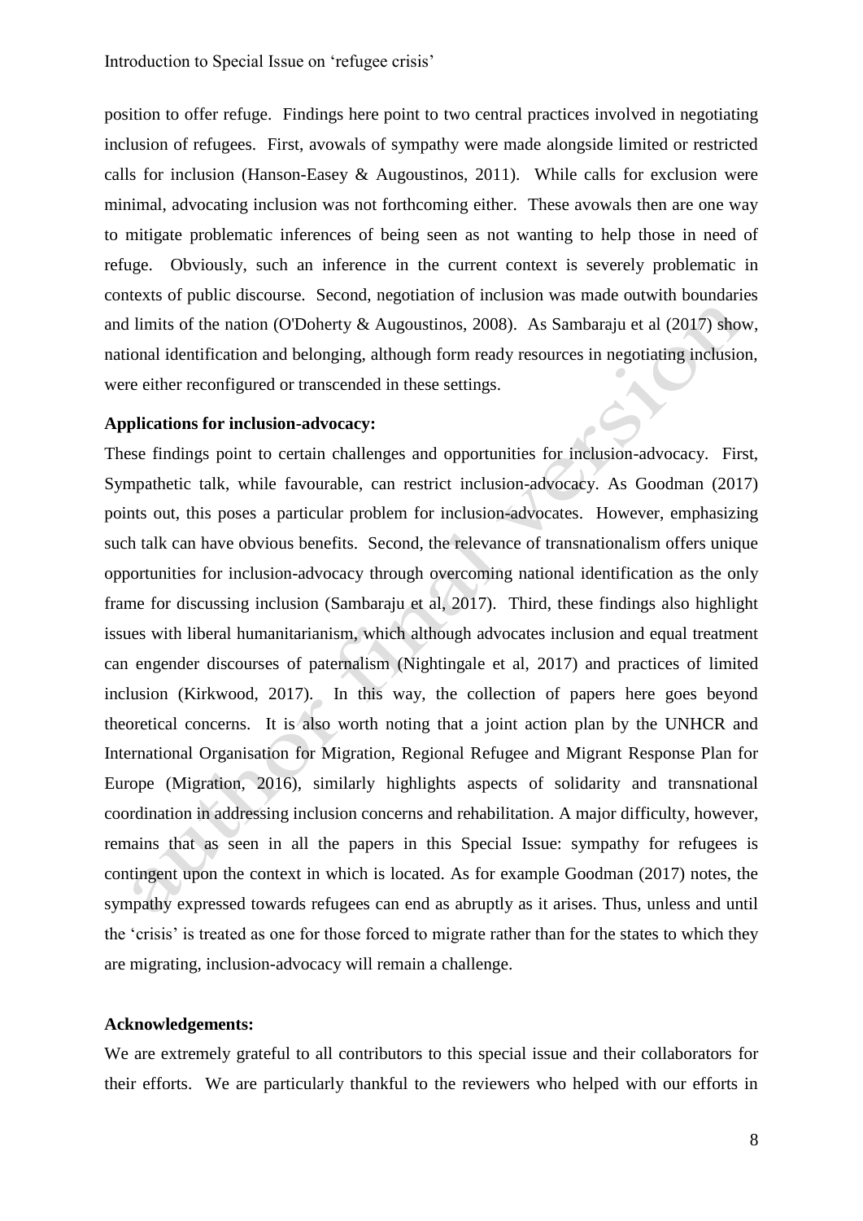position to offer refuge. Findings here point to two central practices involved in negotiating inclusion of refugees. First, avowals of sympathy were made alongside limited or restricted calls for inclusion (Hanson-Easey & Augoustinos, 2011). While calls for exclusion were minimal, advocating inclusion was not forthcoming either. These avowals then are one way to mitigate problematic inferences of being seen as not wanting to help those in need of refuge. Obviously, such an inference in the current context is severely problematic in contexts of public discourse. Second, negotiation of inclusion was made outwith boundaries and limits of the nation (O'Doherty & Augoustinos, 2008). As Sambaraju et al (2017) show, national identification and belonging, although form ready resources in negotiating inclusion, were either reconfigured or transcended in these settings.

**Applications for inclusion-advocacy:**

These findings point to certain challenges and opportunities for inclusion-advocacy. First, Sympathetic talk, while favourable, can restrict inclusion-advocacy. As Goodman (2017) points out, this poses a particular problem for inclusion-advocates. However, emphasizing such talk can have obvious benefits. Second, the relevance of transnationalism offers unique opportunities for inclusion-advocacy through overcoming national identification as the only frame for discussing inclusion (Sambaraju et al, 2017). Third, these findings also highlight issues with liberal humanitarianism, which although advocates inclusion and equal treatment can engender discourses of paternalism (Nightingale et al, 2017) and practices of limited inclusion (Kirkwood, 2017). In this way, the collection of papers here goes beyond theoretical concerns. It is also worth noting that a joint action plan by the UNHCR and International Organisation for Migration, Regional Refugee and Migrant Response Plan for Europe (Migration, 2016), similarly highlights aspects of solidarity and transnational coordination in addressing inclusion concerns and rehabilitation. A major difficulty, however, remains that as seen in all the papers in this Special Issue: sympathy for refugees is contingent upon the context in which is located. As for example Goodman (2017) notes, the sympathy expressed towards refugees can end as abruptly as it arises. Thus, unless and until the 'crisis' is treated as one for those forced to migrate rather than for the states to which they are migrating, inclusion-advocacy will remain a challenge.

**Acknowledgements:**

We are extremely grateful to all contributors to this special issue and their collaborators for their efforts. We are particularly thankful to the reviewers who helped with our efforts in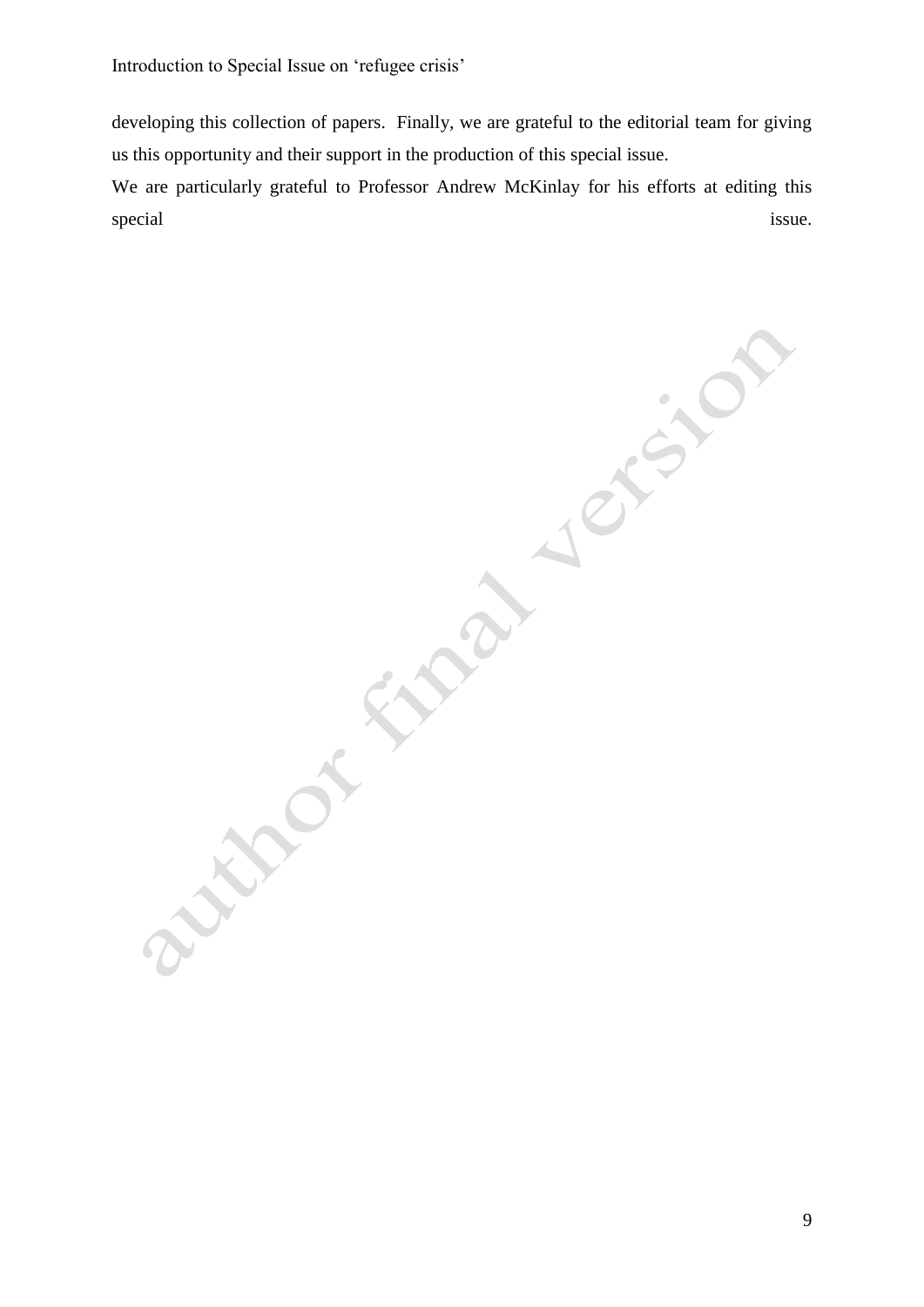developing this collection of papers. Finally, we are grateful to the editorial team for giving us this opportunity and their support in the production of this special issue.

We are particularly grateful to Professor Andrew McKinlay for his efforts at editing this special issue.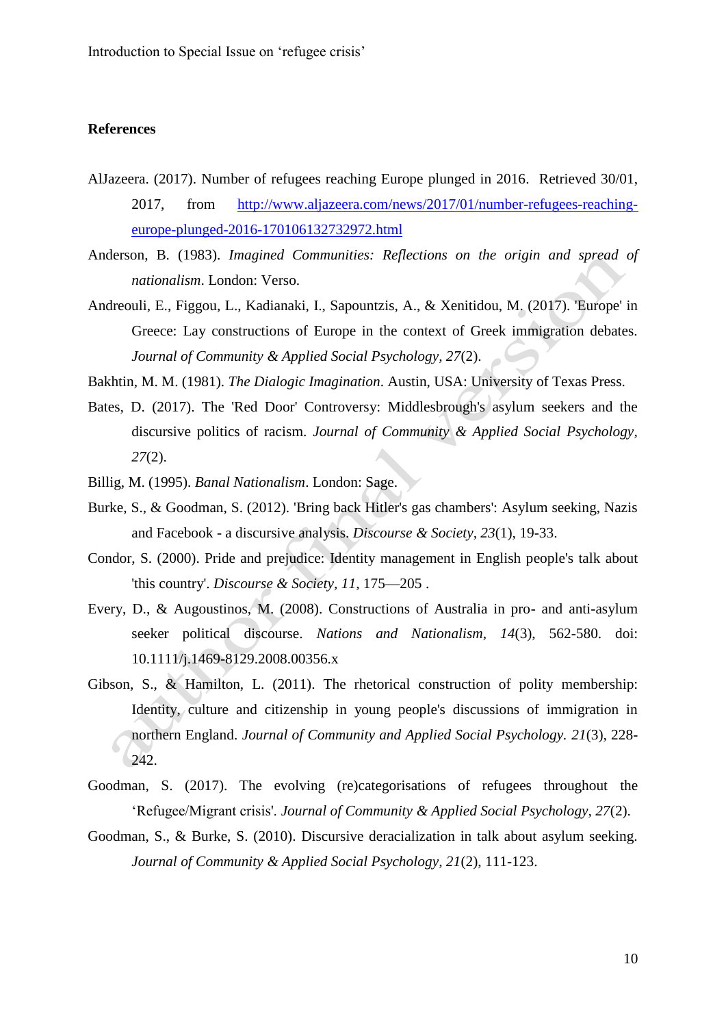**References**

AlJazeera. (2017). Number of refugees reaching Europe plunged in 2016. Retrieved 30/01, 2017, from http://www.aljazeera.com/news/2017/01/number-refugees-reaching-europe-plunged-2016-170106132732972.html

Anderson, B. (1983). *Imagined Communities: Reflections on the origin and spread of nationalism*. London: Verso.

Andreouli, E., Figgou, L., Kadianaki, I., Sapountzis, A., & Xenitidou, M. (2017). 'Europe' in Greece: Lay constructions of Europe in the context of Greek immigration debates. *Journal of Community & Applied Social Psychology, 27*(2).

Bakhtin, M. M. (1981). *The Dialogic Imagination*. Austin, USA: University of Texas Press.

Bates, D. (2017). The 'Red Door' Controversy: Middlesbrough's asylum seekers and the discursive politics of racism. *Journal of Community & Applied Social Psychology, 27*(2).

Billig, M. (1995). *Banal Nationalism*. London: Sage.

Burke, S., & Goodman, S. (2012). 'Bring back Hitler's gas chambers': Asylum seeking, Nazis and Facebook - a discursive analysis. *Discourse & Society, 23*(1), 19-33.

Condor, S. (2000). Pride and prejudice: Identity management in English people's talk about 'this country'. *Discourse & Society, 11*, 175—205 .

Every, D., & Augoustinos, M. (2008). Constructions of Australia in pro- and anti-asylum seeker political discourse. *Nations and Nationalism, 14*(3), 562-580. doi: 10.1111/j.1469-8129.2008.00356.x

Gibson, S., & Hamilton, L. (2011). The rhetorical construction of polity membership: Identity, culture and citizenship in young people's discussions of immigration in northern England. *Journal of Community and Applied Social Psychology. 21*(3), 228-242.

Goodman, S. (2017). The evolving (re)categorisations of refugees throughout the 'Refugee/Migrant crisis'. *Journal of Community & Applied Social Psychology, 27*(2).

Goodman, S., & Burke, S. (2010). Discursive deracialization in talk about asylum seeking. *Journal of Community & Applied Social Psychology, 21*(2), 111-123.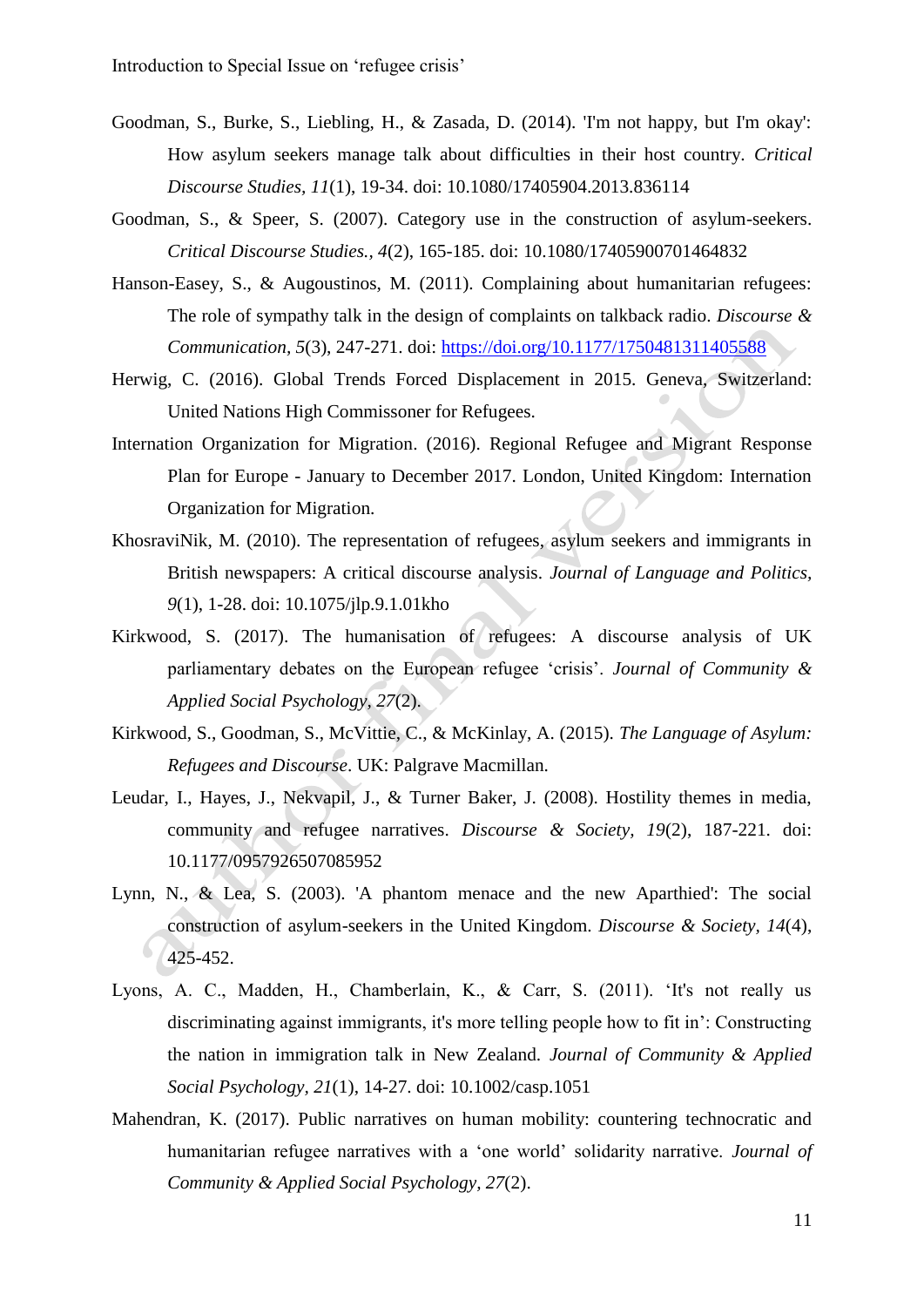Goodman, S., Burke, S., Liebling, H., & Zasada, D. (2014). 'I'm not happy, but I'm okay': How asylum seekers manage talk about difficulties in their host country. *Critical Discourse Studies, 11*(1), 19-34. doi: 10.1080/17405904.2013.836114

Goodman, S., & Speer, S. (2007). Category use in the construction of asylum-seekers. *Critical Discourse Studies., 4*(2), 165-185. doi: 10.1080/17405900701464832

Hanson-Easey, S., & Augoustinos, M. (2011). Complaining about humanitarian refugees: The role of sympathy talk in the design of complaints on talkback radio. *Discourse & Communication, 5*(3), 247-271. doi: https://doi.org/10.1177/1750481311405588

Herwig, C. (2016). Global Trends Forced Displacement in 2015. Geneva, Switzerland: United Nations High Commissoner for Refugees.

Internation Organization for Migration. (2016). Regional Refugee and Migrant Response Plan for Europe - January to December 2017. London, United Kingdom: Internation Organization for Migration.

KhosraviNik, M. (2010). The representation of refugees, asylum seekers and immigrants in British newspapers: A critical discourse analysis. *Journal of Language and Politics, 9*(1), 1-28. doi: 10.1075/jlp.9.1.01kho

Kirkwood, S. (2017). The humanisation of refugees: A discourse analysis of UK parliamentary debates on the European refugee 'crisis'. *Journal of Community & Applied Social Psychology, 27*(2).

Kirkwood, S., Goodman, S., McVittie, C., & McKinlay, A. (2015). *The Language of Asylum: Refugees and Discourse*. UK: Palgrave Macmillan.

Leudar, I., Hayes, J., Nekvapil, J., & Turner Baker, J. (2008). Hostility themes in media, community and refugee narratives. *Discourse & Society, 19*(2), 187-221. doi: 10.1177/0957926507085952

Lynn, N., & Lea, S. (2003). 'A phantom menace and the new Aparthied': The social construction of asylum-seekers in the United Kingdom. *Discourse & Society, 14*(4), 425-452.

Lyons, A. C., Madden, H., Chamberlain, K., & Carr, S. (2011). 'It's not really us discriminating against immigrants, it's more telling people how to fit in': Constructing the nation in immigration talk in New Zealand. *Journal of Community & Applied Social Psychology, 21*(1), 14-27. doi: 10.1002/casp.1051

Mahendran, K. (2017). Public narratives on human mobility: countering technocratic and humanitarian refugee narratives with a 'one world' solidarity narrative. *Journal of Community & Applied Social Psychology, 27*(2).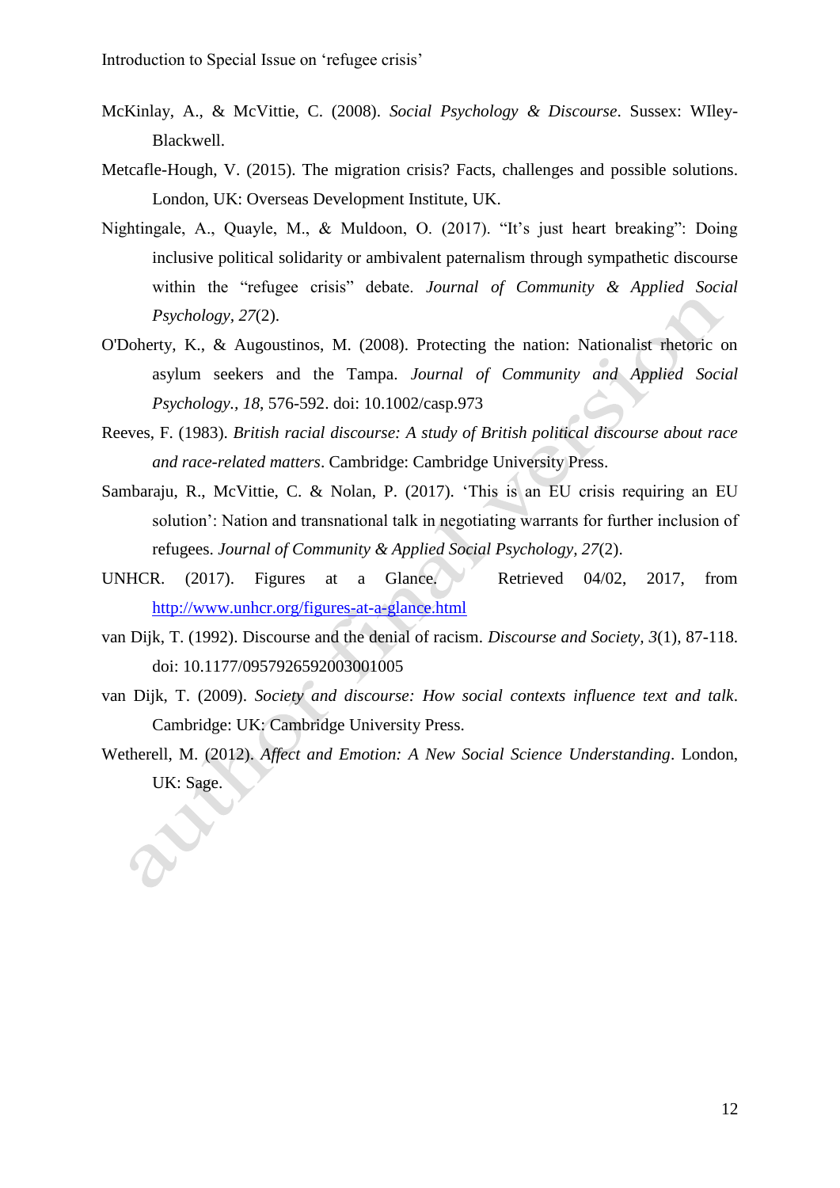McKinlay, A., & McVittie, C. (2008). *Social Psychology & Discourse*. Sussex: WIley-Blackwell.

Metcafle-Hough, V. (2015). The migration crisis? Facts, challenges and possible solutions. London, UK: Overseas Development Institute, UK.

Nightingale, A., Quayle, M., & Muldoon, O. (2017). "It's just heart breaking": Doing inclusive political solidarity or ambivalent paternalism through sympathetic discourse within the "refugee crisis" debate. *Journal of Community & Applied Social Psychology, 27*(2).

O'Doherty, K., & Augoustinos, M. (2008). Protecting the nation: Nationalist rhetoric on asylum seekers and the Tampa. *Journal of Community and Applied Social Psychology., 18*, 576-592. doi: 10.1002/casp.973

Reeves, F. (1983). *British racial discourse: A study of British political discourse about race and race-related matters*. Cambridge: Cambridge University Press.

Sambaraju, R., McVittie, C. & Nolan, P. (2017). 'This is an EU crisis requiring an EU solution': Nation and transnational talk in negotiating warrants for further inclusion of refugees. *Journal of Community & Applied Social Psychology, 27*(2).

UNHCR. (2017). Figures at a Glance. Retrieved 04/02, 2017, from http://www.unhcr.org/figures-at-a-glance.html

van Dijk, T. (1992). Discourse and the denial of racism. *Discourse and Society, 3*(1), 87-118. doi: 10.1177/0957926592003001005

van Dijk, T. (2009). *Society and discourse: How social contexts influence text and talk*. Cambridge: UK: Cambridge University Press.

Wetherell, M. (2012). *Affect and Emotion: A New Social Science Understanding*. London, UK: Sage.